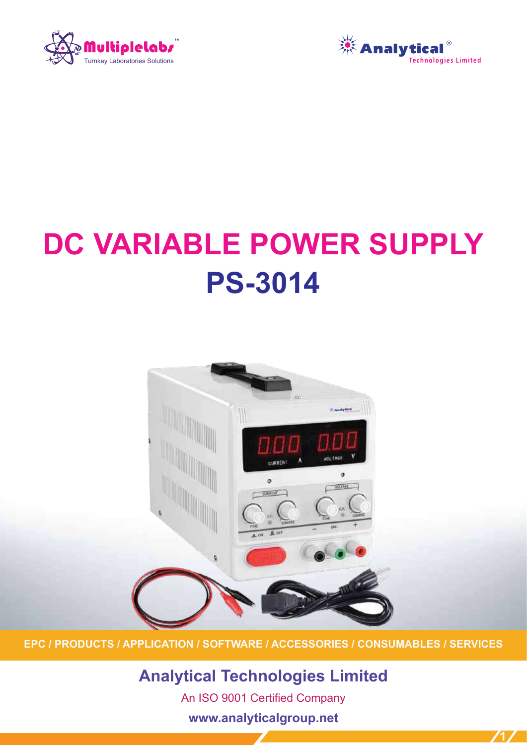Multiplelabs™
Turnkey Laboratories Solutions

Analytical®
Technologies Limited

# DC VARIABLE POWER SUPPLY
# PS-3014

EPC / PRODUCTS / APPLICATION / SOFTWARE / ACCESSORIES / CONSUMABLES / SERVICES

## Analytical Technologies Limited

An ISO 9001 Certified Company

**www.analyticalgroup.net**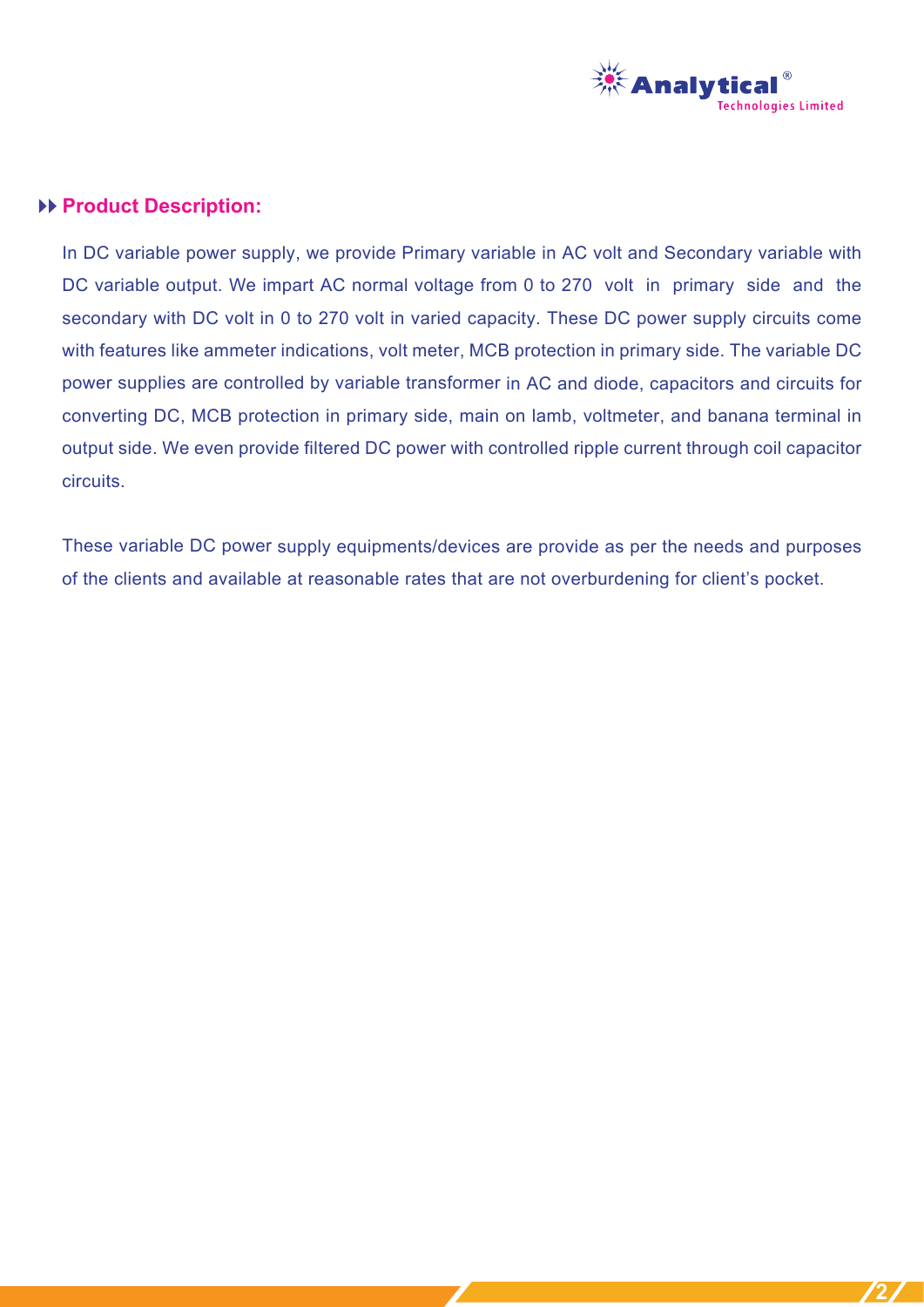## Product Description:

In DC variable power supply, we provide Primary variable in AC volt and Secondary variable with DC variable output. We impart AC normal voltage from 0 to 270 volt in primary side and the secondary with DC volt in 0 to 270 volt in varied capacity. These DC power supply circuits come with features like ammeter indications, volt meter, MCB protection in primary side. The variable DC power supplies are controlled by variable transformer in AC and diode, capacitors and circuits for converting DC, MCB protection in primary side, main on lamb, voltmeter, and banana terminal in output side. We even provide filtered DC power with controlled ripple current through coil capacitor circuits.

These variable DC power supply equipments/devices are provide as per the needs and purposes of the clients and available at reasonable rates that are not overburdening for client's pocket.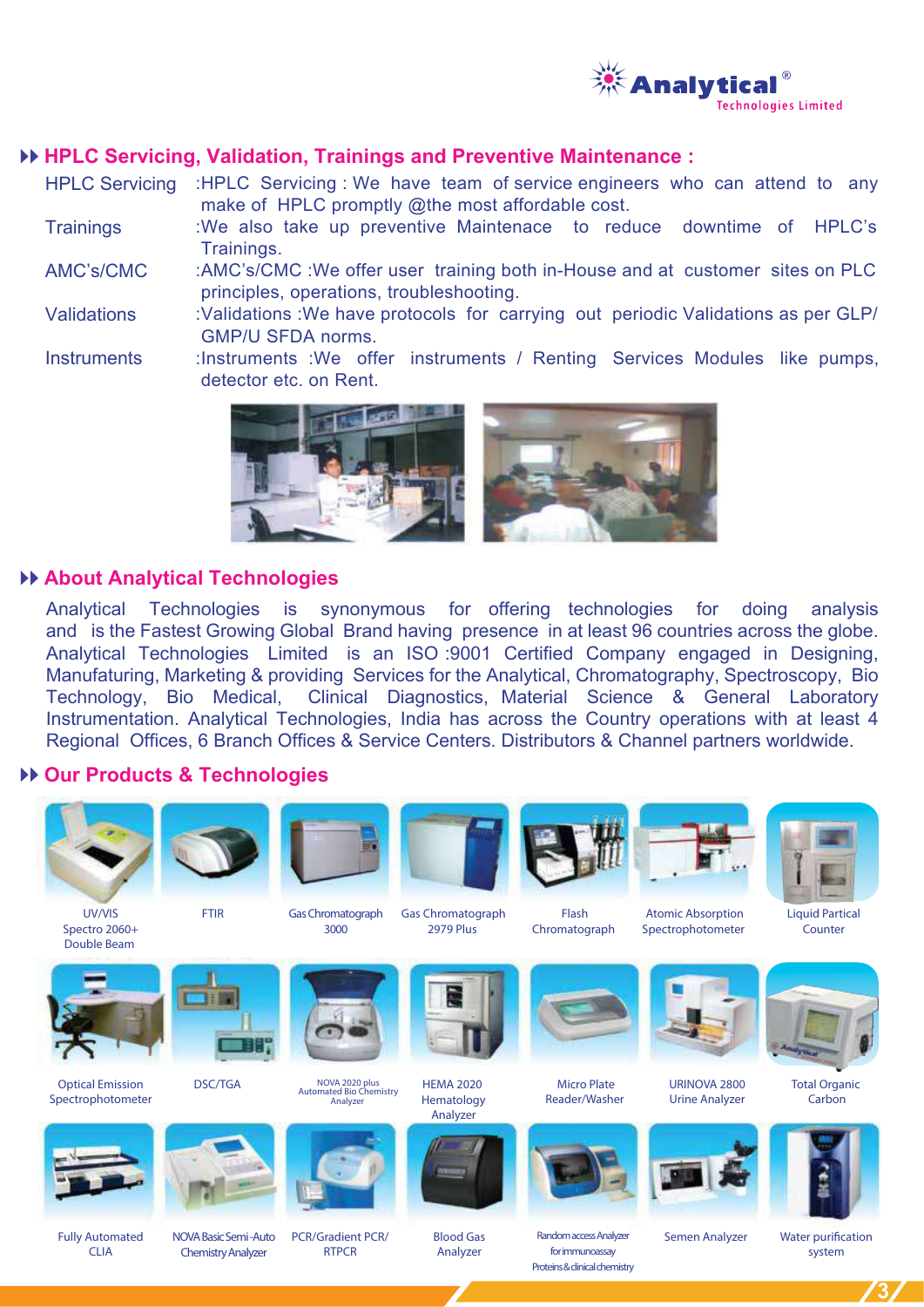## HPLC Servicing, Validation, Trainings and Preventive Maintenance :

| | |
|---|---|
| HPLC Servicing | :HPLC Servicing : We have team of service engineers who can attend to any make of HPLC promptly @the most affordable cost. |
| Trainings | :We also take up preventive Maintenace to reduce downtime of HPLC's Trainings. |
| AMC's/CMC | :AMC's/CMC :We offer user training both in-House and at customer sites on PLC principles, operations, troubleshooting. |
| Validations | :Validations :We have protocols for carrying out periodic Validations as per GLP/ GMP/U SFDA norms. |
| Instruments | :Instruments :We offer instruments / Renting Services Modules like pumps, detector etc. on Rent. |

## About Analytical Technologies

Analytical Technologies is synonymous for offering technologies for doing analysis and is the Fastest Growing Global Brand having presence in at least 96 countries across the globe. Analytical Technologies Limited is an ISO :9001 Certified Company engaged in Designing, Manufaturing, Marketing & providing Services for the Analytical, Chromatography, Spectroscopy, Bio Technology, Bio Medical, Clinical Diagnostics, Material Science & General Laboratory Instrumentation. Analytical Technologies, India has across the Country operations with at least 4 Regional Offices, 6 Branch Offices & Service Centers. Distributors & Channel partners worldwide.

## Our Products & Technologies

- UV/VIS Spectro 2060+ Double Beam
- FTIR
- Gas Chromatograph 3000
- Gas Chromatograph 2979 Plus
- Flash Chromatograph
- Atomic Absorption Spectrophotometer
- Liquid Partical Counter
- Optical Emission Spectrophotometer
- DSC/TGA
- NOVA 2020 plus Automated Bio Chemistry Analyzer
- HEMA 2020 Hematology Analyzer
- Micro Plate Reader/Washer
- URINOVA 2800 Urine Analyzer
- Total Organic Carbon
- Fully Automated CLIA
- NOVA Basic Semi-Auto Chemistry Analyzer
- PCR/Gradient PCR/ RTPCR
- Blood Gas Analyzer
- Random access Analyzer for immunoassay Proteins & clinical chemistry
- Semen Analyzer
- Water purification system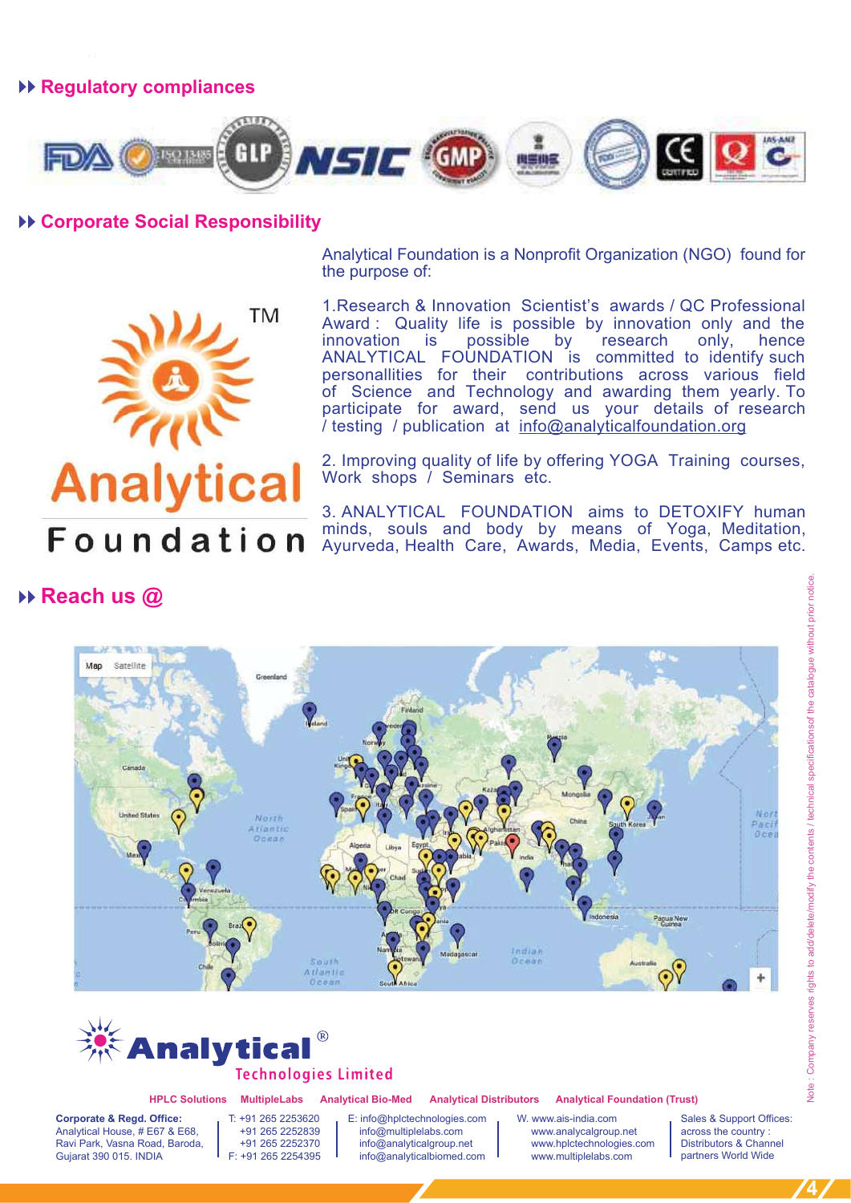## Regulatory compliances

## Corporate Social Responsibility

Analytical Foundation is a Nonprofit Organization (NGO) found for the purpose of:

1. Research & Innovation Scientist's awards / QC Professional Award : Quality life is possible by innovation only and the innovation is possible by research only, hence ANALYTICAL FOUNDATION is committed to identify such personallities for their contributions across various field of Science and Technology and awarding them yearly. To participate for award, send us your details of research / testing / publication at info@analyticalfoundation.org

2. Improving quality of life by offering YOGA Training courses, Work shops / Seminars etc.

3. ANALYTICAL FOUNDATION aims to DETOXIFY human minds, souls and body by means of Yoga, Meditation, Ayurveda, Health Care, Awards, Media, Events, Camps etc.

## Reach us @

**Analytical Technologies Limited**

HPLC Solutions | MultipleLabs | Analytical Bio-Med | Analytical Distributors | Analytical Foundation (Trust)

**Corporate & Regd. Office:**
Analytical House, # E67 & E68,
Ravi Park, Vasna Road, Baroda,
Gujarat 390 015. INDIA

T: +91 265 2253620
+91 265 2252839
+91 265 2252370
F: +91 265 2254395

E: info@hplctechnologies.com
info@multiplelabs.com
info@analyticalgroup.net
info@analyticalbiomed.com

W. www.ais-india.com
www.analycalgroup.net
www.hplctechnologies.com
www.multiplelabs.com

Sales & Support Offices:
across the country :
Distributors & Channel
partners World Wide

Note : Company reserves rights to add/delete/modify the contents / technical specificationsof the catalogue without prior notice.